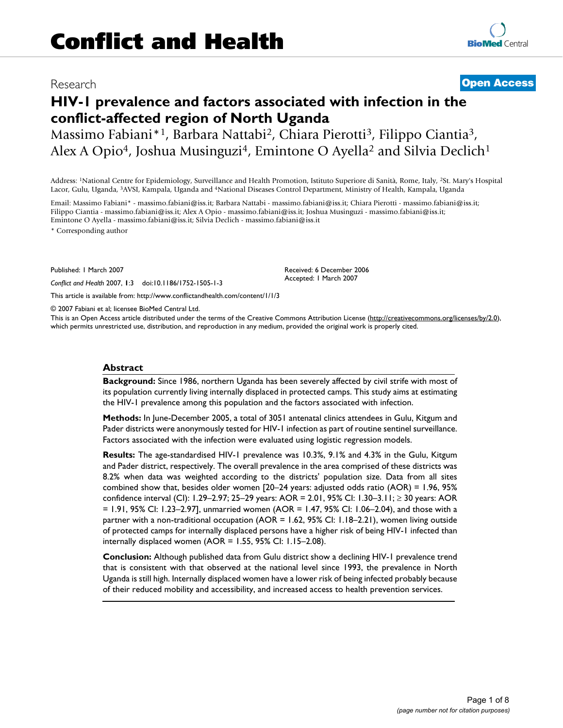# Conflict and Health

Research

Open Access

## HIV-1 prevalence and factors associated with infection in the conflict-affected region of North Uganda

Massimo Fabiani*[1], Barbara Nattabi[2], Chiara Pierotti[3], Filippo Ciantia[3], Alex A Opio[4], Joshua Musinguzi[4], Emintone O Ayella[2] and Silvia Declich[1]

Address: [1]National Centre for Epidemiology, Surveillance and Health Promotion, Istituto Superiore di Sanità, Rome, Italy, [2]St. Mary's Hospital Lacor, Gulu, Uganda, [3]AVSI, Kampala, Uganda and [4]National Diseases Control Department, Ministry of Health, Kampala, Uganda

Email: Massimo Fabiani* - massimo.fabiani@iss.it; Barbara Nattabi - massimo.fabiani@iss.it; Chiara Pierotti - massimo.fabiani@iss.it; Filippo Ciantia - massimo.fabiani@iss.it; Alex A Opio - massimo.fabiani@iss.it; Joshua Musinguzi - massimo.fabiani@iss.it; Emintone O Ayella - massimo.fabiani@iss.it; Silvia Declich - massimo.fabiani@iss.it

\* Corresponding author

Published: 1 March 2007

*Conflict and Health* 2007, **1**:3 doi:10.1186/1752-1505-1-3

Received: 6 December 2006
Accepted: 1 March 2007

This article is available from: http://www.conflictandhealth.com/content/1/1/3

© 2007 Fabiani et al; licensee BioMed Central Ltd.

This is an Open Access article distributed under the terms of the Creative Commons Attribution License (http://creativecommons.org/licenses/by/2.0), which permits unrestricted use, distribution, and reproduction in any medium, provided the original work is properly cited.

### Abstract

**Background:** Since 1986, northern Uganda has been severely affected by civil strife with most of its population currently living internally displaced in protected camps. This study aims at estimating the HIV-1 prevalence among this population and the factors associated with infection.

**Methods:** In June-December 2005, a total of 3051 antenatal clinics attendees in Gulu, Kitgum and Pader districts were anonymously tested for HIV-1 infection as part of routine sentinel surveillance. Factors associated with the infection were evaluated using logistic regression models.

**Results:** The age-standardised HIV-1 prevalence was 10.3%, 9.1% and 4.3% in the Gulu, Kitgum and Pader district, respectively. The overall prevalence in the area comprised of these districts was 8.2% when data was weighted according to the districts' population size. Data from all sites combined show that, besides older women [20–24 years: adjusted odds ratio (AOR) = 1.96, 95% confidence interval (CI): 1.29–2.97; 25–29 years: AOR = 2.01, 95% CI: 1.30–3.11; ≥ 30 years: AOR = 1.91, 95% CI: 1.23–2.97], unmarried women (AOR = 1.47, 95% CI: 1.06–2.04), and those with a partner with a non-traditional occupation (AOR = 1.62, 95% CI: 1.18–2.21), women living outside of protected camps for internally displaced persons have a higher risk of being HIV-1 infected than internally displaced women (AOR = 1.55, 95% CI: 1.15–2.08).

**Conclusion:** Although published data from Gulu district show a declining HIV-1 prevalence trend that is consistent with that observed at the national level since 1993, the prevalence in North Uganda is still high. Internally displaced women have a lower risk of being infected probably because of their reduced mobility and accessibility, and increased access to health prevention services.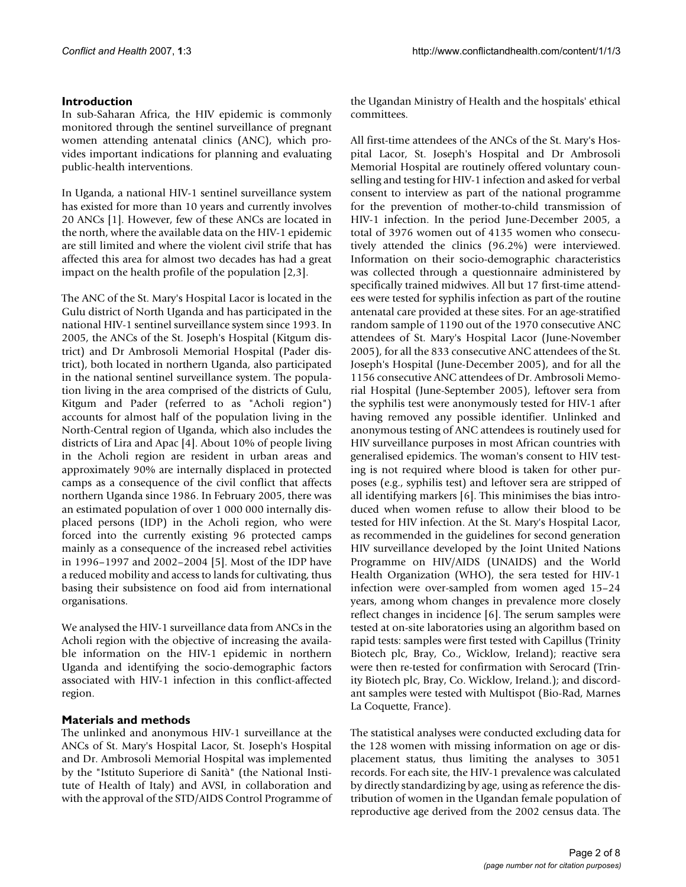## Introduction

In sub-Saharan Africa, the HIV epidemic is commonly monitored through the sentinel surveillance of pregnant women attending antenatal clinics (ANC), which provides important indications for planning and evaluating public-health interventions.

In Uganda, a national HIV-1 sentinel surveillance system has existed for more than 10 years and currently involves 20 ANCs [1]. However, few of these ANCs are located in the north, where the available data on the HIV-1 epidemic are still limited and where the violent civil strife that has affected this area for almost two decades has had a great impact on the health profile of the population [2,3].

The ANC of the St. Mary's Hospital Lacor is located in the Gulu district of North Uganda and has participated in the national HIV-1 sentinel surveillance system since 1993. In 2005, the ANCs of the St. Joseph's Hospital (Kitgum district) and Dr Ambrosoli Memorial Hospital (Pader district), both located in northern Uganda, also participated in the national sentinel surveillance system. The population living in the area comprised of the districts of Gulu, Kitgum and Pader (referred to as "Acholi region") accounts for almost half of the population living in the North-Central region of Uganda, which also includes the districts of Lira and Apac [4]. About 10% of people living in the Acholi region are resident in urban areas and approximately 90% are internally displaced in protected camps as a consequence of the civil conflict that affects northern Uganda since 1986. In February 2005, there was an estimated population of over 1 000 000 internally displaced persons (IDP) in the Acholi region, who were forced into the currently existing 96 protected camps mainly as a consequence of the increased rebel activities in 1996–1997 and 2002–2004 [5]. Most of the IDP have a reduced mobility and access to lands for cultivating, thus basing their subsistence on food aid from international organisations.

We analysed the HIV-1 surveillance data from ANCs in the Acholi region with the objective of increasing the available information on the HIV-1 epidemic in northern Uganda and identifying the socio-demographic factors associated with HIV-1 infection in this conflict-affected region.

## Materials and methods

The unlinked and anonymous HIV-1 surveillance at the ANCs of St. Mary's Hospital Lacor, St. Joseph's Hospital and Dr. Ambrosoli Memorial Hospital was implemented by the "Istituto Superiore di Sanità" (the National Institute of Health of Italy) and AVSI, in collaboration and with the approval of the STD/AIDS Control Programme of the Ugandan Ministry of Health and the hospitals' ethical committees.

All first-time attendees of the ANCs of the St. Mary's Hospital Lacor, St. Joseph's Hospital and Dr Ambrosoli Memorial Hospital are routinely offered voluntary counselling and testing for HIV-1 infection and asked for verbal consent to interview as part of the national programme for the prevention of mother-to-child transmission of HIV-1 infection. In the period June-December 2005, a total of 3976 women out of 4135 women who consecutively attended the clinics (96.2%) were interviewed. Information on their socio-demographic characteristics was collected through a questionnaire administered by specifically trained midwives. All but 17 first-time attendees were tested for syphilis infection as part of the routine antenatal care provided at these sites. For an age-stratified random sample of 1190 out of the 1970 consecutive ANC attendees of St. Mary's Hospital Lacor (June-November 2005), for all the 833 consecutive ANC attendees of the St. Joseph's Hospital (June-December 2005), and for all the 1156 consecutive ANC attendees of Dr. Ambrosoli Memorial Hospital (June-September 2005), leftover sera from the syphilis test were anonymously tested for HIV-1 after having removed any possible identifier. Unlinked and anonymous testing of ANC attendees is routinely used for HIV surveillance purposes in most African countries with generalised epidemics. The woman's consent to HIV testing is not required where blood is taken for other purposes (e.g., syphilis test) and leftover sera are stripped of all identifying markers [6]. This minimises the bias introduced when women refuse to allow their blood to be tested for HIV infection. At the St. Mary's Hospital Lacor, as recommended in the guidelines for second generation HIV surveillance developed by the Joint United Nations Programme on HIV/AIDS (UNAIDS) and the World Health Organization (WHO), the sera tested for HIV-1 infection were over-sampled from women aged 15–24 years, among whom changes in prevalence more closely reflect changes in incidence [6]. The serum samples were tested at on-site laboratories using an algorithm based on rapid tests: samples were first tested with Capillus (Trinity Biotech plc, Bray, Co., Wicklow, Ireland); reactive sera were then re-tested for confirmation with Serocard (Trinity Biotech plc, Bray, Co. Wicklow, Ireland.); and discordant samples were tested with Multispot (Bio-Rad, Marnes La Coquette, France).

The statistical analyses were conducted excluding data for the 128 women with missing information on age or displacement status, thus limiting the analyses to 3051 records. For each site, the HIV-1 prevalence was calculated by directly standardizing by age, using as reference the distribution of women in the Ugandan female population of reproductive age derived from the 2002 census data. The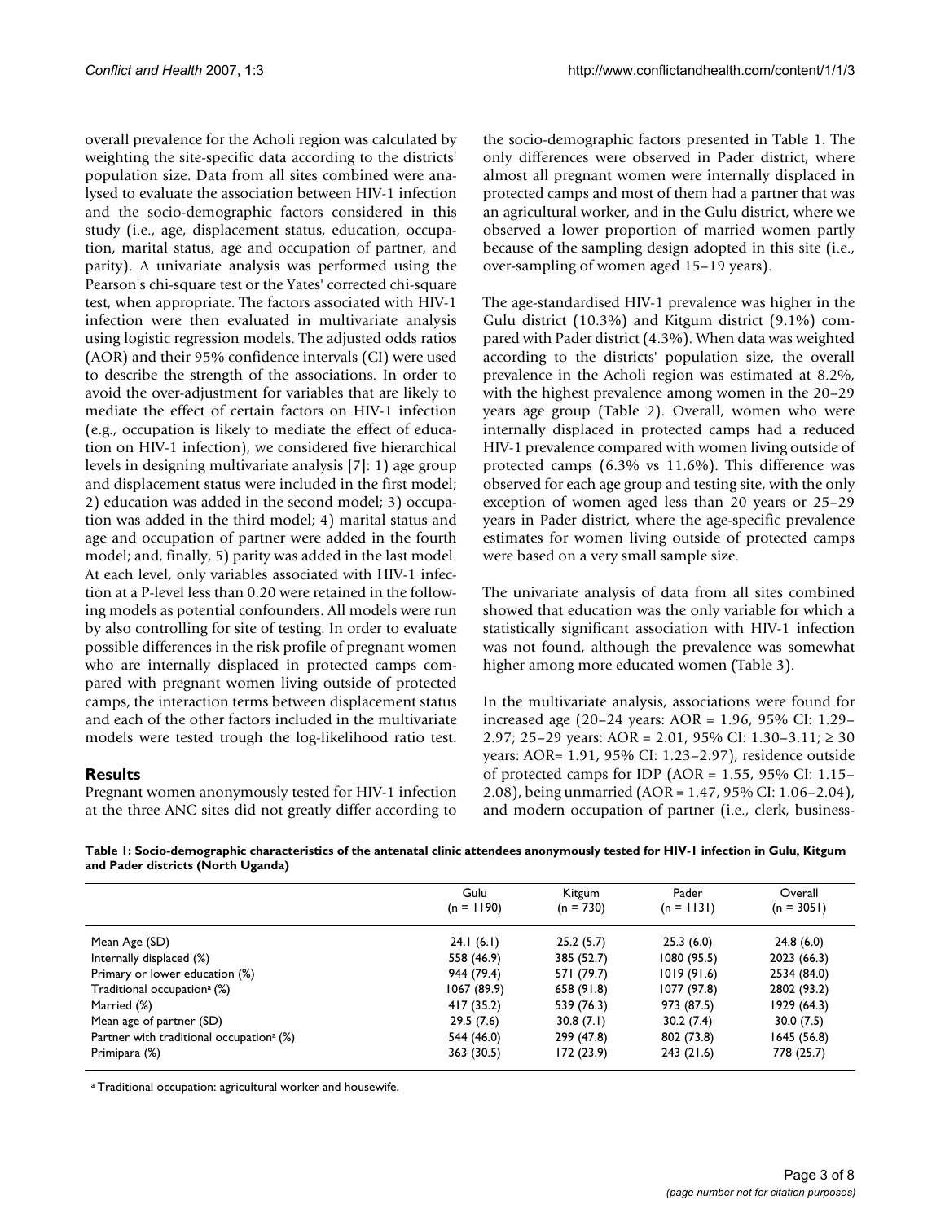overall prevalence for the Acholi region was calculated by weighting the site-specific data according to the districts' population size. Data from all sites combined were analysed to evaluate the association between HIV-1 infection and the socio-demographic factors considered in this study (i.e., age, displacement status, education, occupation, marital status, age and occupation of partner, and parity). A univariate analysis was performed using the Pearson's chi-square test or the Yates' corrected chi-square test, when appropriate. The factors associated with HIV-1 infection were then evaluated in multivariate analysis using logistic regression models. The adjusted odds ratios (AOR) and their 95% confidence intervals (CI) were used to describe the strength of the associations. In order to avoid the over-adjustment for variables that are likely to mediate the effect of certain factors on HIV-1 infection (e.g., occupation is likely to mediate the effect of education on HIV-1 infection), we considered five hierarchical levels in designing multivariate analysis [7]: 1) age group and displacement status were included in the first model; 2) education was added in the second model; 3) occupation was added in the third model; 4) marital status and age and occupation of partner were added in the fourth model; and, finally, 5) parity was added in the last model. At each level, only variables associated with HIV-1 infection at a P-level less than 0.20 were retained in the following models as potential confounders. All models were run by also controlling for site of testing. In order to evaluate possible differences in the risk profile of pregnant women who are internally displaced in protected camps compared with pregnant women living outside of protected camps, the interaction terms between displacement status and each of the other factors included in the multivariate models were tested trough the log-likelihood ratio test.

## Results

Pregnant women anonymously tested for HIV-1 infection at the three ANC sites did not greatly differ according to the socio-demographic factors presented in Table 1. The only differences were observed in Pader district, where almost all pregnant women were internally displaced in protected camps and most of them had a partner that was an agricultural worker, and in the Gulu district, where we observed a lower proportion of married women partly because of the sampling design adopted in this site (i.e., over-sampling of women aged 15–19 years).

The age-standardised HIV-1 prevalence was higher in the Gulu district (10.3%) and Kitgum district (9.1%) compared with Pader district (4.3%). When data was weighted according to the districts' population size, the overall prevalence in the Acholi region was estimated at 8.2%, with the highest prevalence among women in the 20–29 years age group (Table 2). Overall, women who were internally displaced in protected camps had a reduced HIV-1 prevalence compared with women living outside of protected camps (6.3% vs 11.6%). This difference was observed for each age group and testing site, with the only exception of women aged less than 20 years or 25–29 years in Pader district, where the age-specific prevalence estimates for women living outside of protected camps were based on a very small sample size.

The univariate analysis of data from all sites combined showed that education was the only variable for which a statistically significant association with HIV-1 infection was not found, although the prevalence was somewhat higher among more educated women (Table 3).

In the multivariate analysis, associations were found for increased age (20–24 years: AOR = 1.96, 95% CI: 1.29–2.97; 25–29 years: AOR = 2.01, 95% CI: 1.30–3.11; ≥ 30 years: AOR= 1.91, 95% CI: 1.23–2.97), residence outside of protected camps for IDP (AOR = 1.55, 95% CI: 1.15–2.08), being unmarried (AOR = 1.47, 95% CI: 1.06–2.04), and modern occupation of partner (i.e., clerk, business-

**Table 1: Socio-demographic characteristics of the antenatal clinic attendees anonymously tested for HIV-1 infection in Gulu, Kitgum and Pader districts (North Uganda)**

| | Gulu (n = 1190) | Kitgum (n = 730) | Pader (n = 1131) | Overall (n = 3051) |
|---|---|---|---|---|
| Mean Age (SD) | 24.1 (6.1) | 25.2 (5.7) | 25.3 (6.0) | 24.8 (6.0) |
| Internally displaced (%) | 558 (46.9) | 385 (52.7) | 1080 (95.5) | 2023 (66.3) |
| Primary or lower education (%) | 944 (79.4) | 571 (79.7) | 1019 (91.6) | 2534 (84.0) |
| Traditional occupation[a] (%) | 1067 (89.9) | 658 (91.8) | 1077 (97.8) | 2802 (93.2) |
| Married (%) | 417 (35.2) | 539 (76.3) | 973 (87.5) | 1929 (64.3) |
| Mean age of partner (SD) | 29.5 (7.6) | 30.8 (7.1) | 30.2 (7.4) | 30.0 (7.5) |
| Partner with traditional occupation[a] (%) | 544 (46.0) | 299 (47.8) | 802 (73.8) | 1645 (56.8) |
| Primipara (%) | 363 (30.5) | 172 (23.9) | 243 (21.6) | 778 (25.7) |

[a] Traditional occupation: agricultural worker and housewife.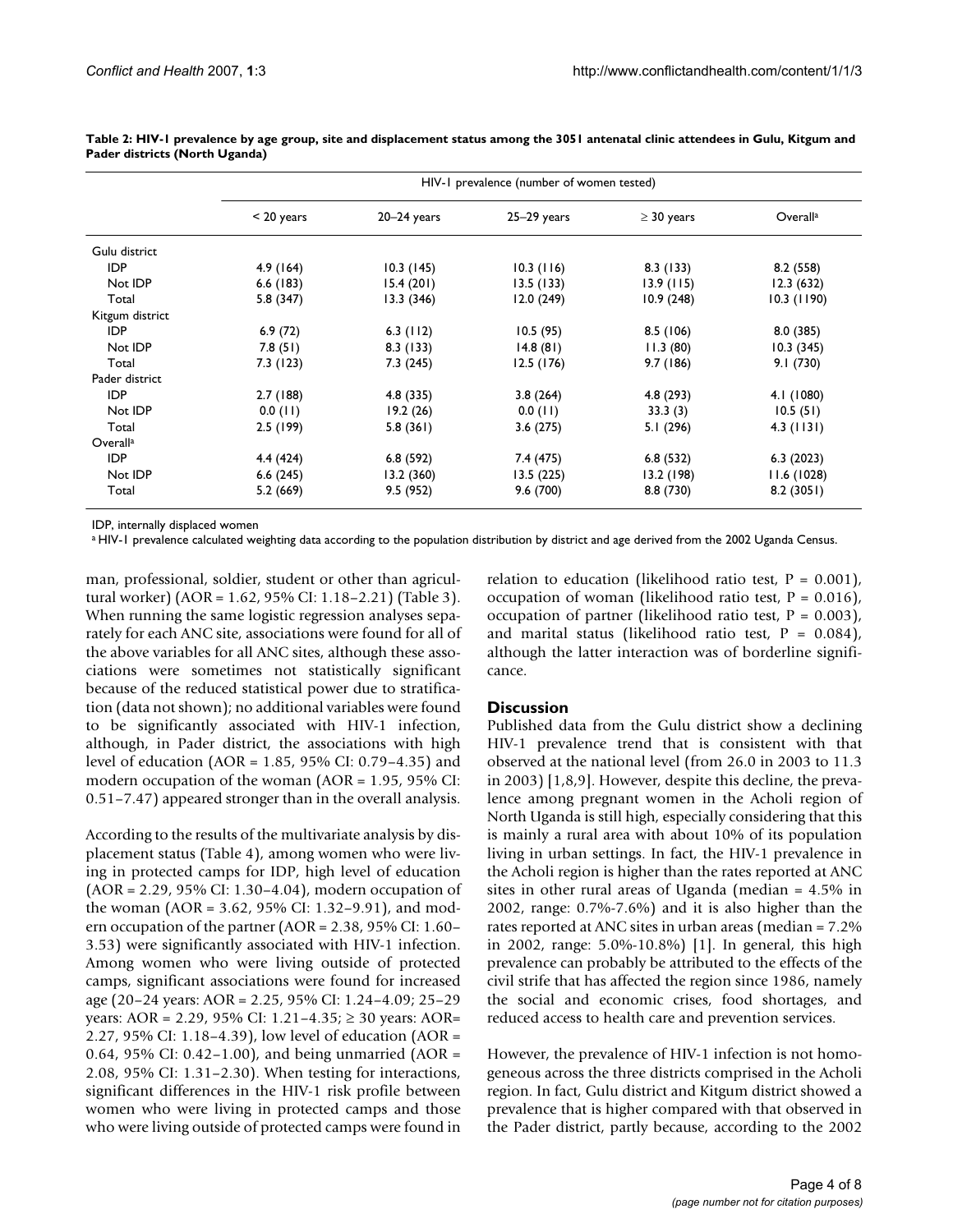**Table 2: HIV-1 prevalence by age group, site and displacement status among the 3051 antenatal clinic attendees in Gulu, Kitgum and Pader districts (North Uganda)**

| | HIV-1 prevalence (number of women tested) | | | | |
|---|---|---|---|---|---|
| | < 20 years | 20–24 years | 25–29 years | ≥ 30 years | Overall[a] |
| Gulu district | | | | | |
| IDP | 4.9 (164) | 10.3 (145) | 10.3 (116) | 8.3 (133) | 8.2 (558) |
| Not IDP | 6.6 (183) | 15.4 (201) | 13.5 (133) | 13.9 (115) | 12.3 (632) |
| Total | 5.8 (347) | 13.3 (346) | 12.0 (249) | 10.9 (248) | 10.3 (1190) |
| Kitgum district | | | | | |
| IDP | 6.9 (72) | 6.3 (112) | 10.5 (95) | 8.5 (106) | 8.0 (385) |
| Not IDP | 7.8 (51) | 8.3 (133) | 14.8 (81) | 11.3 (80) | 10.3 (345) |
| Total | 7.3 (123) | 7.3 (245) | 12.5 (176) | 9.7 (186) | 9.1 (730) |
| Pader district | | | | | |
| IDP | 2.7 (188) | 4.8 (335) | 3.8 (264) | 4.8 (293) | 4.1 (1080) |
| Not IDP | 0.0 (11) | 19.2 (26) | 0.0 (11) | 33.3 (3) | 10.5 (51) |
| Total | 2.5 (199) | 5.8 (361) | 3.6 (275) | 5.1 (296) | 4.3 (1131) |
| Overall[a] | | | | | |
| IDP | 4.4 (424) | 6.8 (592) | 7.4 (475) | 6.8 (532) | 6.3 (2023) |
| Not IDP | 6.6 (245) | 13.2 (360) | 13.5 (225) | 13.2 (198) | 11.6 (1028) |
| Total | 5.2 (669) | 9.5 (952) | 9.6 (700) | 8.8 (730) | 8.2 (3051) |

IDP, internally displaced women

[a] HIV-1 prevalence calculated weighting data according to the population distribution by district and age derived from the 2002 Uganda Census.

man, professional, soldier, student or other than agricultural worker) (AOR = 1.62, 95% CI: 1.18–2.21) (Table 3). When running the same logistic regression analyses separately for each ANC site, associations were found for all of the above variables for all ANC sites, although these associations were sometimes not statistically significant because of the reduced statistical power due to stratification (data not shown); no additional variables were found to be significantly associated with HIV-1 infection, although, in Pader district, the associations with high level of education (AOR = 1.85, 95% CI: 0.79–4.35) and modern occupation of the woman (AOR = 1.95, 95% CI: 0.51–7.47) appeared stronger than in the overall analysis.

According to the results of the multivariate analysis by displacement status (Table 4), among women who were living in protected camps for IDP, high level of education (AOR = 2.29, 95% CI: 1.30–4.04), modern occupation of the woman (AOR = 3.62, 95% CI: 1.32–9.91), and modern occupation of the partner (AOR = 2.38, 95% CI: 1.60–3.53) were significantly associated with HIV-1 infection. Among women who were living outside of protected camps, significant associations were found for increased age (20–24 years: AOR = 2.25, 95% CI: 1.24–4.09; 25–29 years: AOR = 2.29, 95% CI: 1.21–4.35; ≥ 30 years: AOR= 2.27, 95% CI: 1.18–4.39), low level of education (AOR = 0.64, 95% CI: 0.42–1.00), and being unmarried (AOR = 2.08, 95% CI: 1.31–2.30). When testing for interactions, significant differences in the HIV-1 risk profile between women who were living in protected camps and those who were living outside of protected camps were found in relation to education (likelihood ratio test, P = 0.001), occupation of woman (likelihood ratio test, P = 0.016), occupation of partner (likelihood ratio test, P = 0.003), and marital status (likelihood ratio test, P = 0.084), although the latter interaction was of borderline significance.

## Discussion

Published data from the Gulu district show a declining HIV-1 prevalence trend that is consistent with that observed at the national level (from 26.0 in 2003 to 11.3 in 2003) [1,8,9]. However, despite this decline, the prevalence among pregnant women in the Acholi region of North Uganda is still high, especially considering that this is mainly a rural area with about 10% of its population living in urban settings. In fact, the HIV-1 prevalence in the Acholi region is higher than the rates reported at ANC sites in other rural areas of Uganda (median = 4.5% in 2002, range: 0.7%-7.6%) and it is also higher than the rates reported at ANC sites in urban areas (median = 7.2% in 2002, range: 5.0%-10.8%) [1]. In general, this high prevalence can probably be attributed to the effects of the civil strife that has affected the region since 1986, namely the social and economic crises, food shortages, and reduced access to health care and prevention services.

However, the prevalence of HIV-1 infection is not homogeneous across the three districts comprised in the Acholi region. In fact, Gulu district and Kitgum district showed a prevalence that is higher compared with that observed in the Pader district, partly because, according to the 2002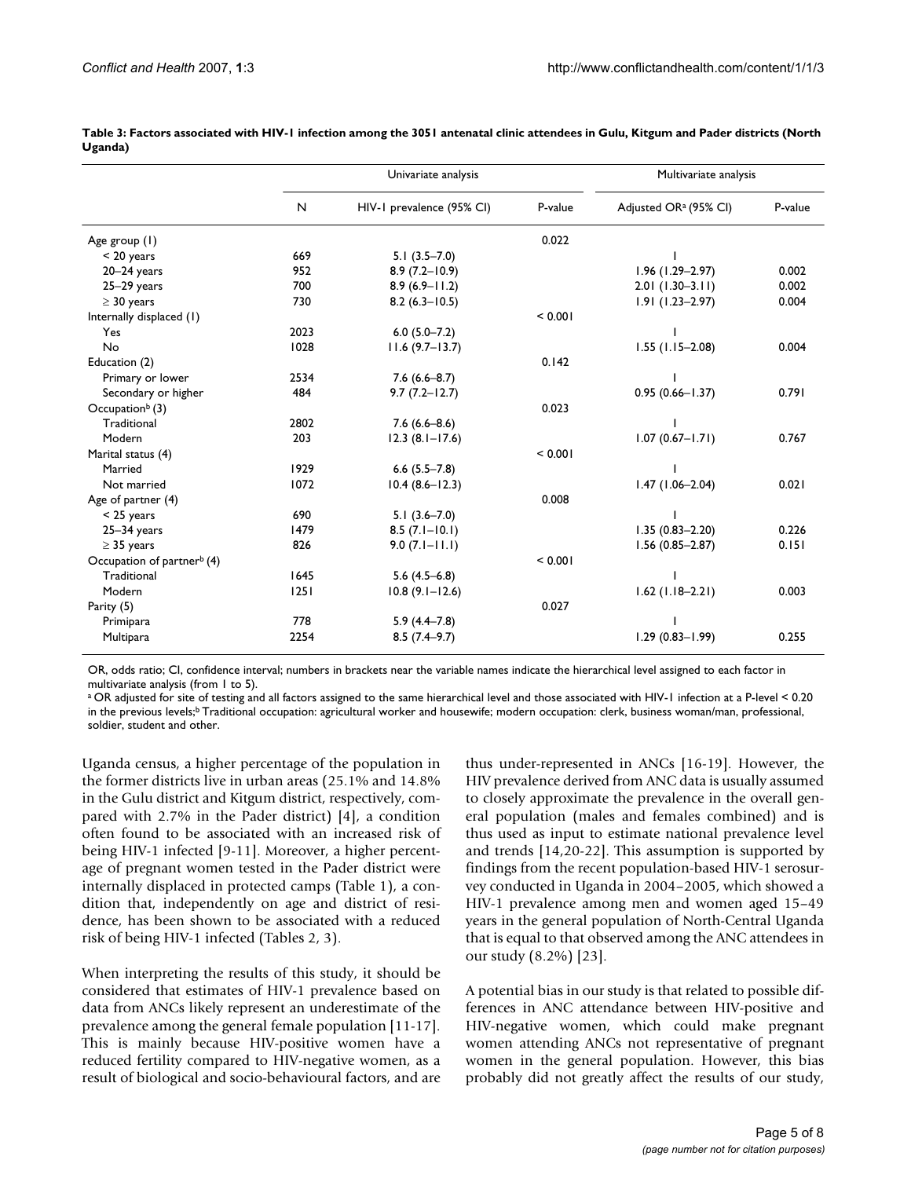**Table 3: Factors associated with HIV-1 infection among the 3051 antenatal clinic attendees in Gulu, Kitgum and Pader districts (North Uganda)**

| | Univariate analysis | | | Multivariate analysis | |
|---|---|---|---|---|---|
| | N | HIV-1 prevalence (95% CI) | P-value | Adjusted OR[a] (95% CI) | P-value |
| Age group (1) | | | 0.022 | | |
| < 20 years | 669 | 5.1 (3.5–7.0) | | 1 | |
| 20–24 years | 952 | 8.9 (7.2–10.9) | | 1.96 (1.29–2.97) | 0.002 |
| 25–29 years | 700 | 8.9 (6.9–11.2) | | 2.01 (1.30–3.11) | 0.002 |
| ≥ 30 years | 730 | 8.2 (6.3–10.5) | | 1.91 (1.23–2.97) | 0.004 |
| Internally displaced (1) | | | < 0.001 | | |
| Yes | 2023 | 6.0 (5.0–7.2) | | 1 | |
| No | 1028 | 11.6 (9.7–13.7) | | 1.55 (1.15–2.08) | 0.004 |
| Education (2) | | | 0.142 | | |
| Primary or lower | 2534 | 7.6 (6.6–8.7) | | 1 | |
| Secondary or higher | 484 | 9.7 (7.2–12.7) | | 0.95 (0.66–1.37) | 0.791 |
| Occupation[b] (3) | | | 0.023 | | |
| Traditional | 2802 | 7.6 (6.6–8.6) | | 1 | |
| Modern | 203 | 12.3 (8.1–17.6) | | 1.07 (0.67–1.71) | 0.767 |
| Marital status (4) | | | < 0.001 | | |
| Married | 1929 | 6.6 (5.5–7.8) | | 1 | |
| Not married | 1072 | 10.4 (8.6–12.3) | | 1.47 (1.06–2.04) | 0.021 |
| Age of partner (4) | | | 0.008 | | |
| < 25 years | 690 | 5.1 (3.6–7.0) | | 1 | |
| 25–34 years | 1479 | 8.5 (7.1–10.1) | | 1.35 (0.83–2.20) | 0.226 |
| ≥ 35 years | 826 | 9.0 (7.1–11.1) | | 1.56 (0.85–2.87) | 0.151 |
| Occupation of partner[b] (4) | | | < 0.001 | | |
| Traditional | 1645 | 5.6 (4.5–6.8) | | 1 | |
| Modern | 1251 | 10.8 (9.1–12.6) | | 1.62 (1.18–2.21) | 0.003 |
| Parity (5) | | | 0.027 | | |
| Primipara | 778 | 5.9 (4.4–7.8) | | 1 | |
| Multipara | 2254 | 8.5 (7.4–9.7) | | 1.29 (0.83–1.99) | 0.255 |

OR, odds ratio; CI, confidence interval; numbers in brackets near the variable names indicate the hierarchical level assigned to each factor in multivariate analysis (from 1 to 5).

[a] OR adjusted for site of testing and all factors assigned to the same hierarchical level and those associated with HIV-1 infection at a P-level < 0.20 in the previous levels; [b] Traditional occupation: agricultural worker and housewife; modern occupation: clerk, business woman/man, professional, soldier, student and other.

Uganda census, a higher percentage of the population in the former districts live in urban areas (25.1% and 14.8% in the Gulu district and Kitgum district, respectively, compared with 2.7% in the Pader district) [4], a condition often found to be associated with an increased risk of being HIV-1 infected [9-11]. Moreover, a higher percentage of pregnant women tested in the Pader district were internally displaced in protected camps (Table 1), a condition that, independently on age and district of residence, has been shown to be associated with a reduced risk of being HIV-1 infected (Tables 2, 3).

When interpreting the results of this study, it should be considered that estimates of HIV-1 prevalence based on data from ANCs likely represent an underestimate of the prevalence among the general female population [11-17]. This is mainly because HIV-positive women have a reduced fertility compared to HIV-negative women, as a result of biological and socio-behavioural factors, and are thus under-represented in ANCs [16-19]. However, the HIV prevalence derived from ANC data is usually assumed to closely approximate the prevalence in the overall general population (males and females combined) and is thus used as input to estimate national prevalence level and trends [14,20-22]. This assumption is supported by findings from the recent population-based HIV-1 serosurvey conducted in Uganda in 2004–2005, which showed a HIV-1 prevalence among men and women aged 15–49 years in the general population of North-Central Uganda that is equal to that observed among the ANC attendees in our study (8.2%) [23].

A potential bias in our study is that related to possible differences in ANC attendance between HIV-positive and HIV-negative women, which could make pregnant women attending ANCs not representative of pregnant women in the general population. However, this bias probably did not greatly affect the results of our study,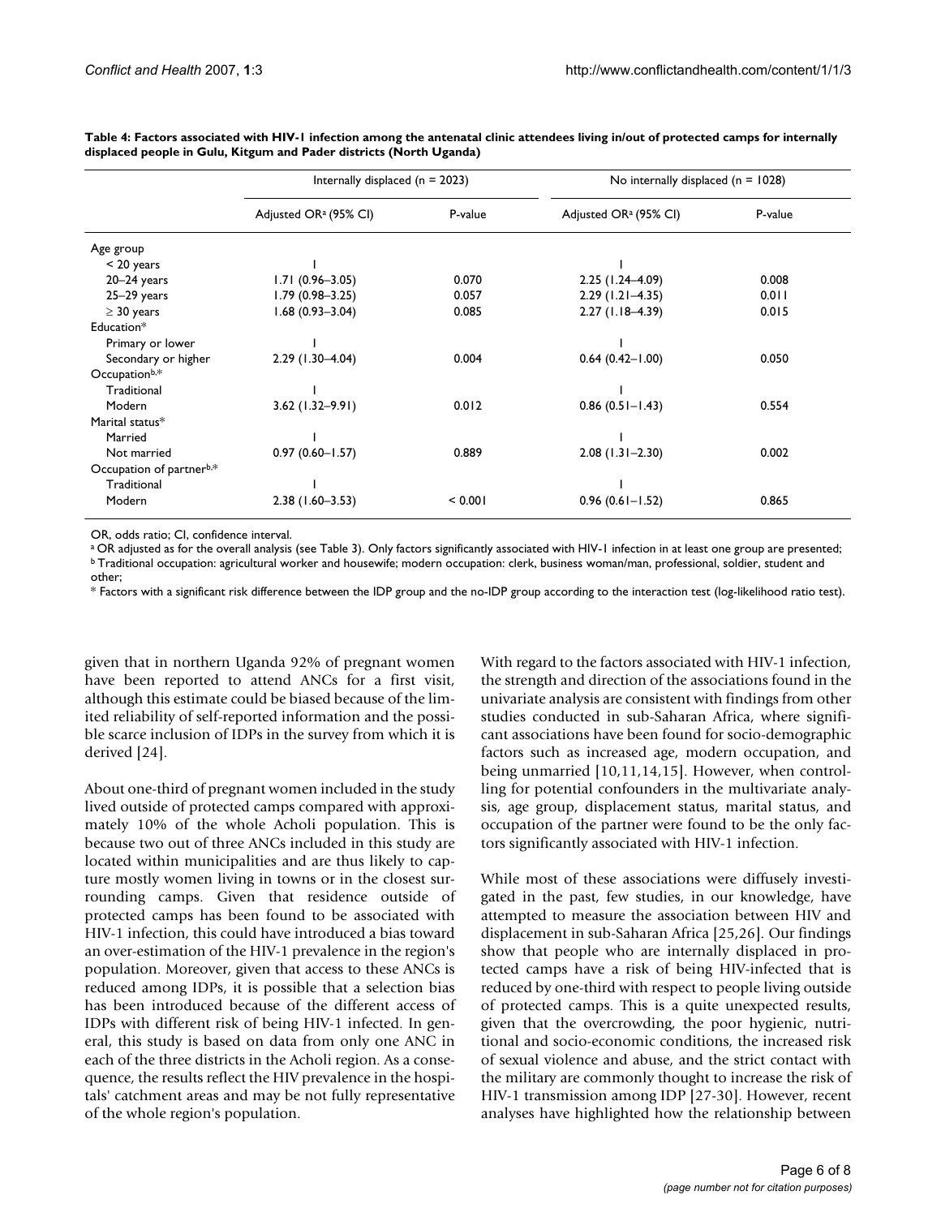**Table 4: Factors associated with HIV-1 infection among the antenatal clinic attendees living in/out of protected camps for internally displaced people in Gulu, Kitgum and Pader districts (North Uganda)**

| | Internally displaced (n = 2023) | | No internally displaced (n = 1028) | |
|---|---|---|---|---|
| | Adjusted OR[a] (95% CI) | P-value | Adjusted OR[a] (95% CI) | P-value |
| Age group | | | | |
| < 20 years | 1 | | 1 | |
| 20–24 years | 1.71 (0.96–3.05) | 0.070 | 2.25 (1.24–4.09) | 0.008 |
| 25–29 years | 1.79 (0.98–3.25) | 0.057 | 2.29 (1.21–4.35) | 0.011 |
| ≥ 30 years | 1.68 (0.93–3.04) | 0.085 | 2.27 (1.18–4.39) | 0.015 |
| Education* | | | | |
| Primary or lower | 1 | | 1 | |
| Secondary or higher | 2.29 (1.30–4.04) | 0.004 | 0.64 (0.42–1.00) | 0.050 |
| Occupation[b,*] | | | | |
| Traditional | 1 | | 1 | |
| Modern | 3.62 (1.32–9.91) | 0.012 | 0.86 (0.51–1.43) | 0.554 |
| Marital status* | | | | |
| Married | 1 | | 1 | |
| Not married | 0.97 (0.60–1.57) | 0.889 | 2.08 (1.31–2.30) | 0.002 |
| Occupation of partner[b,*] | | | | |
| Traditional | 1 | | 1 | |
| Modern | 2.38 (1.60–3.53) | < 0.001 | 0.96 (0.61–1.52) | 0.865 |

OR, odds ratio; CI, confidence interval.
[a] OR adjusted as for the overall analysis (see Table 3). Only factors significantly associated with HIV-1 infection in at least one group are presented;
[b] Traditional occupation: agricultural worker and housewife; modern occupation: clerk, business woman/man, professional, soldier, student and other;
* Factors with a significant risk difference between the IDP group and the no-IDP group according to the interaction test (log-likelihood ratio test).

given that in northern Uganda 92% of pregnant women have been reported to attend ANCs for a first visit, although this estimate could be biased because of the limited reliability of self-reported information and the possible scarce inclusion of IDPs in the survey from which it is derived [24].

About one-third of pregnant women included in the study lived outside of protected camps compared with approximately 10% of the whole Acholi population. This is because two out of three ANCs included in this study are located within municipalities and are thus likely to capture mostly women living in towns or in the closest surrounding camps. Given that residence outside of protected camps has been found to be associated with HIV-1 infection, this could have introduced a bias toward an over-estimation of the HIV-1 prevalence in the region's population. Moreover, given that access to these ANCs is reduced among IDPs, it is possible that a selection bias has been introduced because of the different access of IDPs with different risk of being HIV-1 infected. In general, this study is based on data from only one ANC in each of the three districts in the Acholi region. As a consequence, the results reflect the HIV prevalence in the hospitals' catchment areas and may be not fully representative of the whole region's population.

With regard to the factors associated with HIV-1 infection, the strength and direction of the associations found in the univariate analysis are consistent with findings from other studies conducted in sub-Saharan Africa, where significant associations have been found for socio-demographic factors such as increased age, modern occupation, and being unmarried [10,11,14,15]. However, when controlling for potential confounders in the multivariate analysis, age group, displacement status, marital status, and occupation of the partner were found to be the only factors significantly associated with HIV-1 infection.

While most of these associations were diffusely investigated in the past, few studies, in our knowledge, have attempted to measure the association between HIV and displacement in sub-Saharan Africa [25,26]. Our findings show that people who are internally displaced in protected camps have a risk of being HIV-infected that is reduced by one-third with respect to people living outside of protected camps. This is a quite unexpected results, given that the overcrowding, the poor hygienic, nutritional and socio-economic conditions, the increased risk of sexual violence and abuse, and the strict contact with the military are commonly thought to increase the risk of HIV-1 transmission among IDP [27-30]. However, recent analyses have highlighted how the relationship between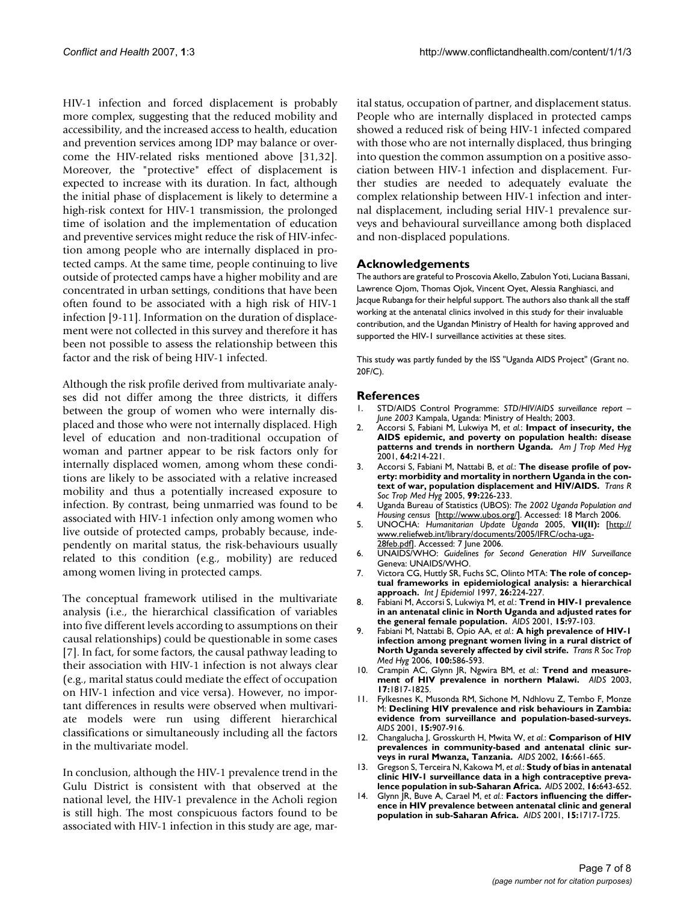HIV-1 infection and forced displacement is probably more complex, suggesting that the reduced mobility and accessibility, and the increased access to health, education and prevention services among IDP may balance or overcome the HIV-related risks mentioned above [31,32]. Moreover, the "protective" effect of displacement is expected to increase with its duration. In fact, although the initial phase of displacement is likely to determine a high-risk context for HIV-1 transmission, the prolonged time of isolation and the implementation of education and preventive services might reduce the risk of HIV-infection among people who are internally displaced in protected camps. At the same time, people continuing to live outside of protected camps have a higher mobility and are concentrated in urban settings, conditions that have been often found to be associated with a high risk of HIV-1 infection [9-11]. Information on the duration of displacement were not collected in this survey and therefore it has been not possible to assess the relationship between this factor and the risk of being HIV-1 infected.

Although the risk profile derived from multivariate analyses did not differ among the three districts, it differs between the group of women who were internally displaced and those who were not internally displaced. High level of education and non-traditional occupation of woman and partner appear to be risk factors only for internally displaced women, among whom these conditions are likely to be associated with a relative increased mobility and thus a potentially increased exposure to infection. By contrast, being unmarried was found to be associated with HIV-1 infection only among women who live outside of protected camps, probably because, independently on marital status, the risk-behaviours usually related to this condition (e.g., mobility) are reduced among women living in protected camps.

The conceptual framework utilised in the multivariate analysis (i.e., the hierarchical classification of variables into five different levels according to assumptions on their causal relationships) could be questionable in some cases [7]. In fact, for some factors, the causal pathway leading to their association with HIV-1 infection is not always clear (e.g., marital status could mediate the effect of occupation on HIV-1 infection and vice versa). However, no important differences in results were observed when multivariate models were run using different hierarchical classifications or simultaneously including all the factors in the multivariate model.

In conclusion, although the HIV-1 prevalence trend in the Gulu District is consistent with that observed at the national level, the HIV-1 prevalence in the Acholi region is still high. The most conspicuous factors found to be associated with HIV-1 infection in this study are age, marital status, occupation of partner, and displacement status. People who are internally displaced in protected camps showed a reduced risk of being HIV-1 infected compared with those who are not internally displaced, thus bringing into question the common assumption on a positive association between HIV-1 infection and displacement. Further studies are needed to adequately evaluate the complex relationship between HIV-1 infection and internal displacement, including serial HIV-1 prevalence surveys and behavioural surveillance among both displaced and non-displaced populations.

## Acknowledgements

The authors are grateful to Proscovia Akello, Zabulon Yoti, Luciana Bassani, Lawrence Ojom, Thomas Ojok, Vincent Oyet, Alessia Ranghiasci, and Jacque Rubanga for their helpful support. The authors also thank all the staff working at the antenatal clinics involved in this study for their invaluable contribution, and the Ugandan Ministry of Health for having approved and supported the HIV-1 surveillance activities at these sites.

This study was partly funded by the ISS "Uganda AIDS Project" (Grant no. 20F/C).

## References

1. STD/AIDS Control Programme: *STD/HIV/AIDS surveillance report – June 2003* Kampala, Uganda: Ministry of Health; 2003.
2. Accorsi S, Fabiani M, Lukwiya M, *et al.*: **Impact of insecurity, the AIDS epidemic, and poverty on population health: disease patterns and trends in northern Uganda.** *Am J Trop Med Hyg* 2001, **64:**214-221.
3. Accorsi S, Fabiani M, Nattabi B, *et al.*: **The disease profile of poverty: morbidity and mortality in northern Uganda in the context of war, population displacement and HIV/AIDS.** *Trans R Soc Trop Med Hyg* 2005, **99:**226-233.
4. Uganda Bureau of Statistics (UBOS): *The 2002 Uganda Population and Housing census* [http://www.ubos.org/]. Accessed: 18 March 2006.
5. UNOCHA: *Humanitarian Update Uganda* 2005, **VII(II):** [http://www.reliefweb.int/library/documents/2005/IFRC/ocha-uga-28feb.pdf]. Accessed: 7 June 2006.
6. UNAIDS/WHO: *Guidelines for Second Generation HIV Surveillance* Geneva: UNAIDS/WHO.
7. Victora CG, Huttly SR, Fuchs SC, Olinto MTA: **The role of conceptual frameworks in epidemiological analysis: a hierarchical approach.** *Int J Epidemiol* 1997, **26:**224-227.
8. Fabiani M, Accorsi S, Lukwiya M, *et al.*: **Trend in HIV-1 prevalence in an antenatal clinic in North Uganda and adjusted rates for the general female population.** *AIDS* 2001, **15:**97-103.
9. Fabiani M, Nattabi B, Opio AA, *et al.*: **A high prevalence of HIV-1 infection among pregnant women living in a rural district of North Uganda severely affected by civil strife.** *Trans R Soc Trop Med Hyg* 2006, **100:**586-593.
10. Crampin AC, Glynn JR, Ngwira BM, *et al.*: **Trend and measurement of HIV prevalence in northern Malawi.** *AIDS* 2003, **17:**1817-1825.
11. Fylkesnes K, Musonda RM, Sichone M, Ndhlovu Z, Tembo F, Monze M: **Declining HIV prevalence and risk behaviours in Zambia: evidence from surveillance and population-based-surveys.** *AIDS* 2001, **15:**907-916.
12. Changalucha J, Grosskurth H, Mwita W, *et al.*: **Comparison of HIV prevalences in community-based and antenatal clinic surveys in rural Mwanza, Tanzania.** *AIDS* 2002, **16:**661-665.
13. Gregson S, Terceira N, Kakowa M, *et al.*: **Study of bias in antenatal clinic HIV-1 surveillance data in a high contraceptive prevalence population in sub-Saharan Africa.** *AIDS* 2002, **16:**643-652.
14. Glynn JR, Buve A, Carael M, *et al.*: **Factors influencing the difference in HIV prevalence between antenatal clinic and general population in sub-Saharan Africa.** *AIDS* 2001, **15:**1717-1725.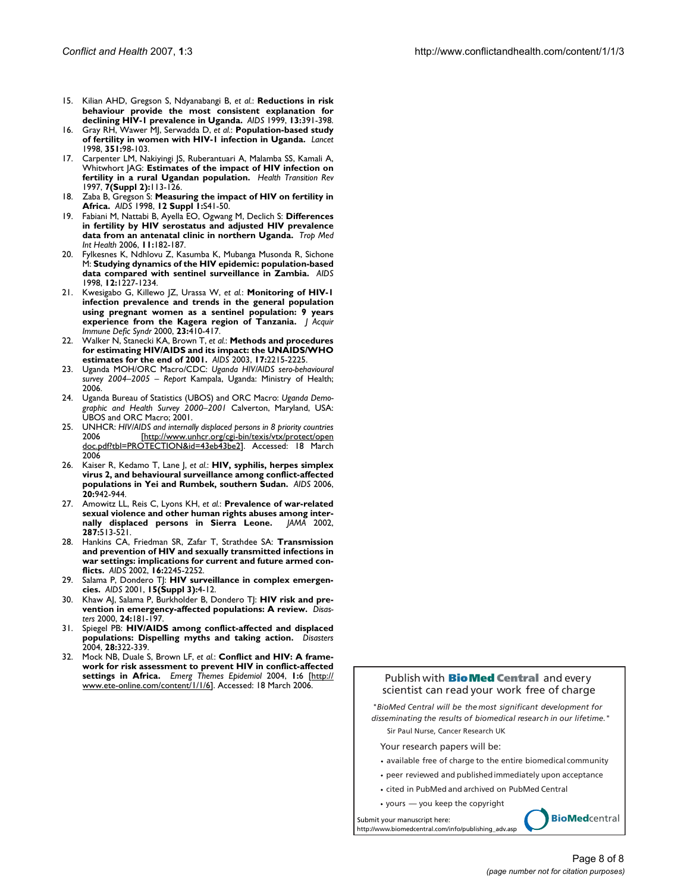15. Kilian AHD, Gregson S, Ndyanabangi B, *et al.*: **Reductions in risk behaviour provide the most consistent explanation for declining HIV-1 prevalence in Uganda.** *AIDS* 1999, **13:**391-398.
16. Gray RH, Wawer MJ, Serwadda D, *et al.*: **Population-based study of fertility in women with HIV-1 infection in Uganda.** *Lancet* 1998, **351:**98-103.
17. Carpenter LM, Nakiyingi JS, Ruberantuari A, Malamba SS, Kamali A, Whitwhort JAG: **Estimates of the impact of HIV infection on fertility in a rural Ugandan population.** *Health Transition Rev* 1997, **7(Suppl 2):**113-126.
18. Zaba B, Gregson S: **Measuring the impact of HIV on fertility in Africa.** *AIDS* 1998, **12 Suppl 1:**S41-50.
19. Fabiani M, Nattabi B, Ayella EO, Ogwang M, Declich S: **Differences in fertility by HIV serostatus and adjusted HIV prevalence data from an antenatal clinic in northern Uganda.** *Trop Med Int Health* 2006, **11:**182-187.
20. Fylkesnes K, Ndhlovu Z, Kasumba K, Mubanga Musonda R, Sichone M: **Studying dynamics of the HIV epidemic: population-based data compared with sentinel surveillance in Zambia.** *AIDS* 1998, **12:**1227-1234.
21. Kwesigabo G, Killewo JZ, Urassa W, *et al.*: **Monitoring of HIV-1 infection prevalence and trends in the general population using pregnant women as a sentinel population: 9 years experience from the Kagera region of Tanzania.** *J Acquir Immune Defic Syndr* 2000, **23:**410-417.
22. Walker N, Stanecki KA, Brown T, *et al.*: **Methods and procedures for estimating HIV/AIDS and its impact: the UNAIDS/WHO estimates for the end of 2001.** *AIDS* 2003, **17:**2215-2225.
23. Uganda MOH/ORC Macro/CDC: *Uganda HIV/AIDS sero-behavioural survey 2004–2005 – Report* Kampala, Uganda: Ministry of Health; 2006.
24. Uganda Bureau of Statistics (UBOS) and ORC Macro: *Uganda Demographic and Health Survey 2000–2001* Calverton, Maryland, USA: UBOS and ORC Macro; 2001.
25. UNHCR: *HIV/AIDS and internally displaced persons in 8 priority countries* 2006 [http://www.unhcr.org/cgi-bin/texis/vtx/protect/opendoc.pdf?tbl=PROTECTION&id=43eb43be2]. Accessed: 18 March 2006
26. Kaiser R, Kedamo T, Lane J, *et al.*: **HIV, syphilis, herpes simplex virus 2, and behavioural surveillance among conflict-affected populations in Yei and Rumbek, southern Sudan.** *AIDS* 2006, **20:**942-944.
27. Amowitz LL, Reis C, Lyons KH, *et al.*: **Prevalence of war-related sexual violence and other human rights abuses among internally displaced persons in Sierra Leone.** *JAMA* 2002, **287:**513-521.
28. Hankins CA, Friedman SR, Zafar T, Strathdee SA: **Transmission and prevention of HIV and sexually transmitted infections in war settings: implications for current and future armed conflicts.** *AIDS* 2002, **16:**2245-2252.
29. Salama P, Dondero TJ: **HIV surveillance in complex emergencies.** *AIDS* 2001, **15(Suppl 3):**4-12.
30. Khaw AJ, Salama P, Burkholder B, Dondero TJ: **HIV risk and prevention in emergency-affected populations: A review.** *Disasters* 2000, **24:**181-197.
31. Spiegel PB: **HIV/AIDS among conflict-affected and displaced populations: Dispelling myths and taking action.** *Disasters* 2004, **28:**322-339.
32. Mock NB, Duale S, Brown LF, *et al.*: **Conflict and HIV: A framework for risk assessment to prevent HIV in conflict-affected settings in Africa.** *Emerg Themes Epidemiol* 2004, **1:**6 [http://www.ete-online.com/content/1/1/6]. Accessed: 18 March 2006.

Publish with **BioMed Central** and every scientist can read your work free of charge

*"BioMed Central will be the most significant development for disseminating the results of biomedical research in our lifetime."*

Sir Paul Nurse, Cancer Research UK

Your research papers will be:

- available free of charge to the entire biomedical community
- peer reviewed and published immediately upon acceptance
- cited in PubMed and archived on PubMed Central
- yours — you keep the copyright

Submit your manuscript here:
http://www.biomedcentral.com/info/publishing_adv.asp

**BioMed**central